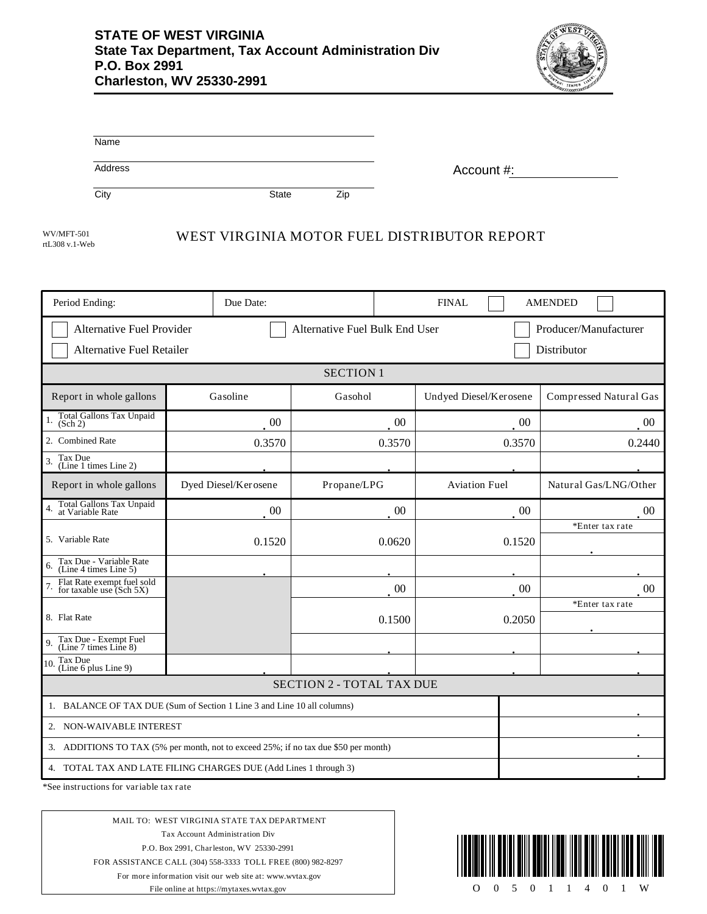**STATE OF WEST VIRGINIA**
**State Tax Department, Tax Account Administration Div**
**P.O. Box 2991**
**Charleston, WV 25330-2991**

Name

Address

City State Zip

Account #:

WV/MFT-501
rtL308 v.1-Web

# WEST VIRGINIA MOTOR FUEL DISTRIBUTOR REPORT

| Period Ending: | Due Date: | FINAL ☐ | AMENDED ☐ |
|---|---|---|---|

☐ Alternative Fuel Provider ☐ Alternative Fuel Bulk End User ☐ Producer/Manufacturer
☐ Alternative Fuel Retailer ☐ Distributor

## SECTION 1

| Report in whole gallons | Gasoline | Gasohol | Undyed Diesel/Kerosene | Compressed Natural Gas |
|---|---|---|---|---|
| 1. Total Gallons Tax Unpaid (Sch 2) | .00 | .00 | .00 | .00 |
| 2. Combined Rate | 0.3570 | 0.3570 | 0.3570 | 0.2440 |
| 3. Tax Due (Line 1 times Line 2) | . | . | . | . |
| **Report in whole gallons** | **Dyed Diesel/Kerosene** | **Propane/LPG** | **Aviation Fuel** | **Natural Gas/LNG/Other** |
| 4. Total Gallons Tax Unpaid at Variable Rate | .00 | .00 | .00 | .00 |
| 5. Variable Rate | 0.1520 | 0.0620 | 0.1520 | *Enter tax rate . |
| 6. Tax Due - Variable Rate (Line 4 times Line 5) | . | . | . | . |
| 7. Flat Rate exempt fuel sold for taxable use (Sch 5X) | | .00 | .00 | .00 |
| 8. Flat Rate | | 0.1500 | 0.2050 | *Enter tax rate . |
| 9. Tax Due - Exempt Fuel (Line 7 times Line 8) | | . | . | . |
| 10. Tax Due (Line 6 plus Line 9) | . | . | . | . |

## SECTION 2 - TOTAL TAX DUE

| | |
|---|---|
| 1. BALANCE OF TAX DUE (Sum of Section 1 Line 3 and Line 10 all columns) | . |
| 2. NON-WAIVABLE INTEREST | . |
| 3. ADDITIONS TO TAX (5% per month, not to exceed 25%; if no tax due $50 per month) | . |
| 4. TOTAL TAX AND LATE FILING CHARGES DUE (Add Lines 1 through 3) | . |

*See instructions for variable tax rate

MAIL TO: WEST VIRGINIA STATE TAX DEPARTMENT
Tax Account Administration Div
P.O. Box 2991, Charleston, WV 25330-2991
FOR ASSISTANCE CALL (304) 558-3333 TOLL FREE (800) 982-8297
For more information visit our web site at: www.wvtax.gov
File online at https://mytaxes.wvtax.gov

O 0 5 0 1 1 4 0 1 W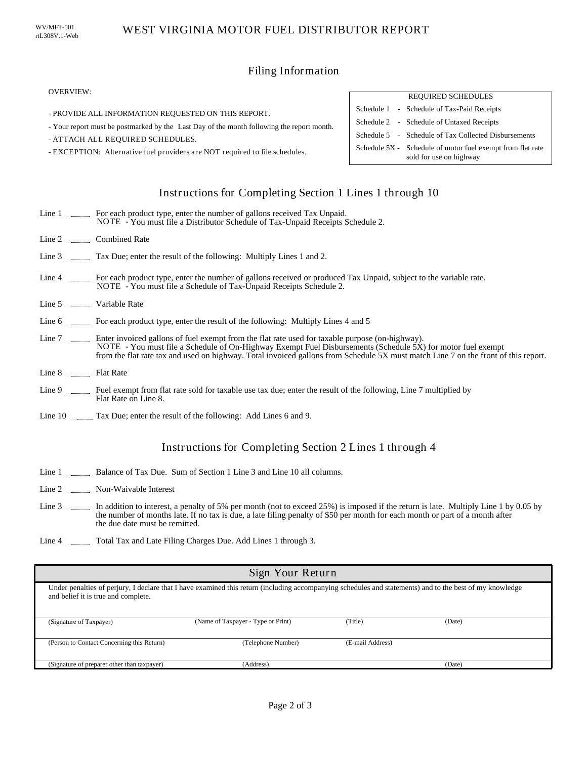WV/MFT-501
rtL308V.1-Web

# WEST VIRGINIA MOTOR FUEL DISTRIBUTOR REPORT

## Filing Information

OVERVIEW:

- PROVIDE ALL INFORMATION REQUESTED ON THIS REPORT.
- Your report must be postmarked by the Last Day of the month following the report month.
- ATTACH ALL REQUIRED SCHEDULES.
- EXCEPTION: Alternative fuel providers are NOT required to file schedules.

| REQUIRED SCHEDULES | |
|---|---|
| Schedule 1 - | Schedule of Tax-Paid Receipts |
| Schedule 2 - | Schedule of Untaxed Receipts |
| Schedule 5 - | Schedule of Tax Collected Disbursements |
| Schedule 5X - | Schedule of motor fuel exempt from flat rate sold for use on highway |

## Instructions for Completing Section 1 Lines 1 through 10

Line 1 ........ For each product type, enter the number of gallons received Tax Unpaid.
NOTE - You must file a Distributor Schedule of Tax-Unpaid Receipts Schedule 2.

Line 2 ........ Combined Rate

Line 3 ........ Tax Due; enter the result of the following: Multiply Lines 1 and 2.

Line 4 ........ For each product type, enter the number of gallons received or produced Tax Unpaid, subject to the variable rate.
NOTE - You must file a Schedule of Tax-Unpaid Receipts Schedule 2.

Line 5 ........ Variable Rate

Line 6 ........ For each product type, enter the result of the following: Multiply Lines 4 and 5

Line 7 ........ Enter invoiced gallons of fuel exempt from the flat rate used for taxable purpose (on-highway).
NOTE - You must file a Schedule of On-Highway Exempt Fuel Disbursements (Schedule 5X) for motor fuel exempt from the flat rate tax and used on highway. Total invoiced gallons from Schedule 5X must match Line 7 on the front of this report.

Line 8 ........ Flat Rate

Line 9 ........ Fuel exempt from flat rate sold for taxable use tax due; enter the result of the following, Line 7 multiplied by Flat Rate on Line 8.

Line 10 ........ Tax Due; enter the result of the following: Add Lines 6 and 9.

## Instructions for Completing Section 2 Lines 1 through 4

Line 1 ........ Balance of Tax Due. Sum of Section 1 Line 3 and Line 10 all columns.

Line 2 ........ Non-Waivable Interest

Line 3 ........ In addition to interest, a penalty of 5% per month (not to exceed 25%) is imposed if the return is late. Multiply Line 1 by 0.05 by the number of months late. If no tax is due, a late filing penalty of $50 per month for each month or part of a month after the due date must be remitted.

Line 4 ........ Total Tax and Late Filing Charges Due. Add Lines 1 through 3.

## Sign Your Return

Under penalties of perjury, I declare that I have examined this return (including accompanying schedules and statements) and to the best of my knowledge and belief it is true and complete.

| (Signature of Taxpayer) | (Name of Taxpayer - Type or Print) | (Title) | (Date) |
|---|---|---|---|
| (Person to Contact Concerning this Return) | (Telephone Number) | (E-mail Address) | |
| (Signature of preparer other than taxpayer) | (Address) | | (Date) |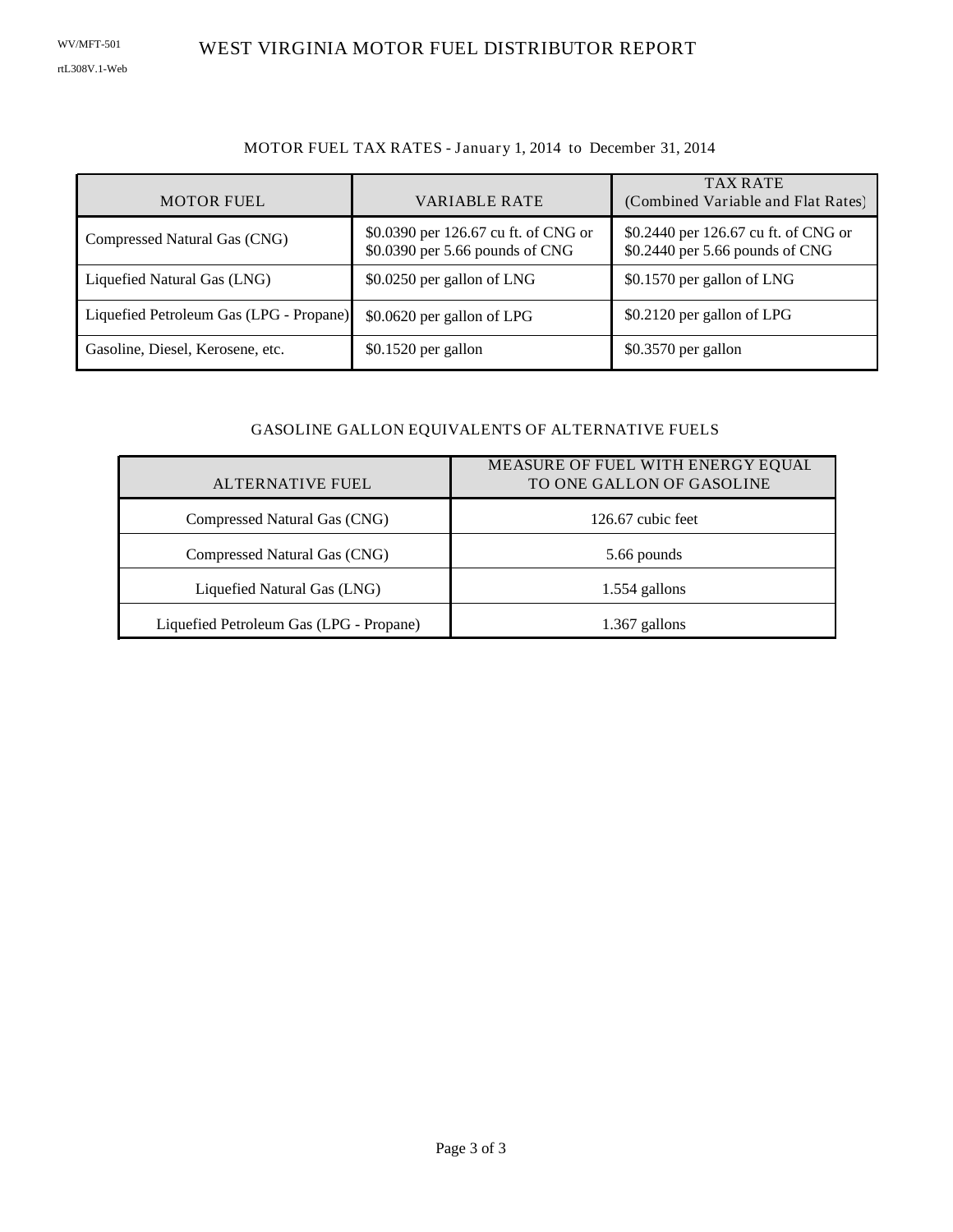# WEST VIRGINIA MOTOR FUEL DISTRIBUTOR REPORT

## MOTOR FUEL TAX RATES - January 1, 2014 to December 31, 2014

| MOTOR FUEL | VARIABLE RATE | TAX RATE (Combined Variable and Flat Rates) |
| --- | --- | --- |
| Compressed Natural Gas (CNG) | \$0.0390 per 126.67 cu ft. of CNG or \$0.0390 per 5.66 pounds of CNG | \$0.2440 per 126.67 cu ft. of CNG or \$0.2440 per 5.66 pounds of CNG |
| Liquefied Natural Gas (LNG) | \$0.0250 per gallon of LNG | \$0.1570 per gallon of LNG |
| Liquefied Petroleum Gas (LPG - Propane) | \$0.0620 per gallon of LPG | \$0.2120 per gallon of LPG |
| Gasoline, Diesel, Kerosene, etc. | \$0.1520 per gallon | \$0.3570 per gallon |

## GASOLINE GALLON EQUIVALENTS OF ALTERNATIVE FUELS

| ALTERNATIVE FUEL | MEASURE OF FUEL WITH ENERGY EQUAL TO ONE GALLON OF GASOLINE |
| --- | --- |
| Compressed Natural Gas (CNG) | 126.67 cubic feet |
| Compressed Natural Gas (CNG) | 5.66 pounds |
| Liquefied Natural Gas (LNG) | 1.554 gallons |
| Liquefied Petroleum Gas (LPG - Propane) | 1.367 gallons |